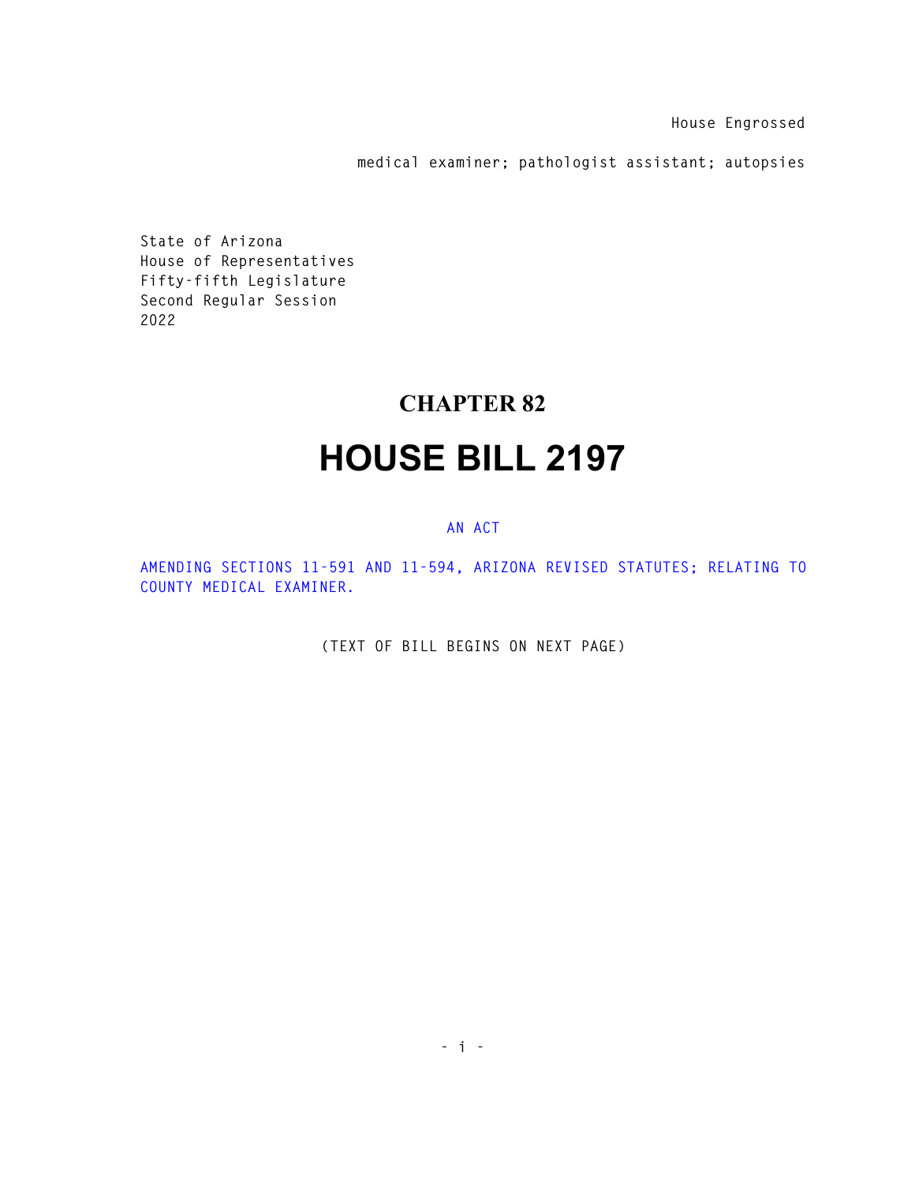House Engrossed

medical examiner; pathologist assistant; autopsies

State of Arizona
House of Representatives
Fifty-fifth Legislature
Second Regular Session
2022

# CHAPTER 82

# HOUSE BILL 2197

AN ACT

AMENDING SECTIONS 11-591 AND 11-594, ARIZONA REVISED STATUTES; RELATING TO COUNTY MEDICAL EXAMINER.

(TEXT OF BILL BEGINS ON NEXT PAGE)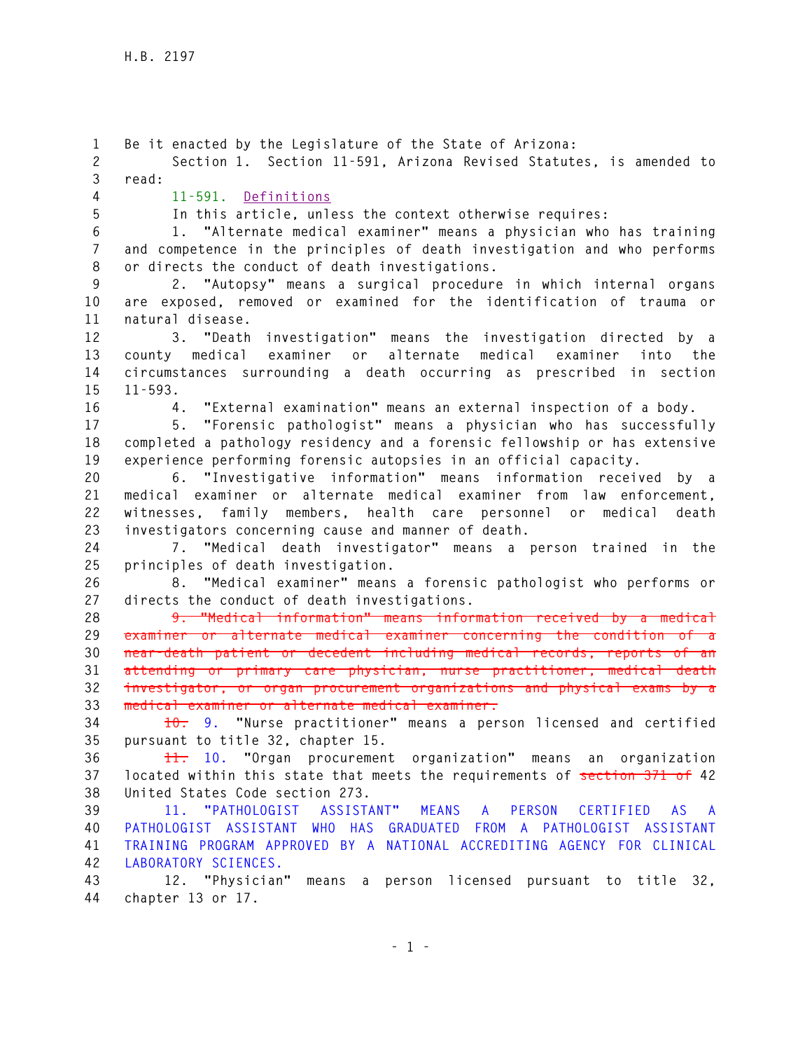Be it enacted by the Legislature of the State of Arizona:

Section 1. Section 11-591, Arizona Revised Statutes, is amended to read:

11-591. Definitions

In this article, unless the context otherwise requires:

1. "Alternate medical examiner" means a physician who has training and competence in the principles of death investigation and who performs or directs the conduct of death investigations.

2. "Autopsy" means a surgical procedure in which internal organs are exposed, removed or examined for the identification of trauma or natural disease.

3. "Death investigation" means the investigation directed by a county medical examiner or alternate medical examiner into the circumstances surrounding a death occurring as prescribed in section 11-593.

4. "External examination" means an external inspection of a body.

5. "Forensic pathologist" means a physician who has successfully completed a pathology residency and a forensic fellowship or has extensive experience performing forensic autopsies in an official capacity.

6. "Investigative information" means information received by a medical examiner or alternate medical examiner from law enforcement, witnesses, family members, health care personnel or medical death investigators concerning cause and manner of death.

7. "Medical death investigator" means a person trained in the principles of death investigation.

8. "Medical examiner" means a forensic pathologist who performs or directs the conduct of death investigations.

~~9. "Medical information" means information received by a medical examiner or alternate medical examiner concerning the condition of a near-death patient or decedent including medical records, reports of an attending or primary care physician, nurse practitioner, medical death investigator, or organ procurement organizations and physical exams by a medical examiner or alternate medical examiner.~~

~~10.~~ 9. "Nurse practitioner" means a person licensed and certified pursuant to title 32, chapter 15.

~~11.~~ 10. "Organ procurement organization" means an organization located within this state that meets the requirements of ~~section 371 of~~ 42 United States Code section 273.

11. "PATHOLOGIST ASSISTANT" MEANS A PERSON CERTIFIED AS A PATHOLOGIST ASSISTANT WHO HAS GRADUATED FROM A PATHOLOGIST ASSISTANT TRAINING PROGRAM APPROVED BY A NATIONAL ACCREDITING AGENCY FOR CLINICAL LABORATORY SCIENCES.

12. "Physician" means a person licensed pursuant to title 32, chapter 13 or 17.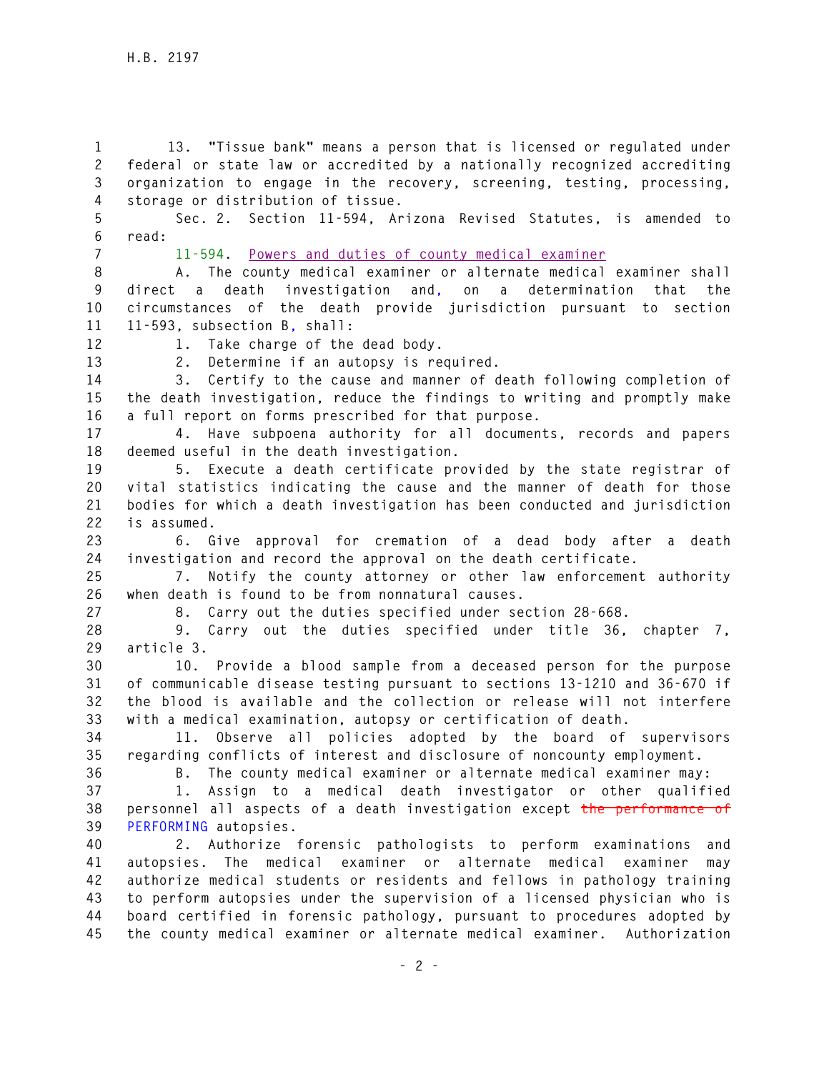13. "Tissue bank" means a person that is licensed or regulated under federal or state law or accredited by a nationally recognized accrediting organization to engage in the recovery, screening, testing, processing, storage or distribution of tissue.

Sec. 2. Section 11-594, Arizona Revised Statutes, is amended to read:

11-594. Powers and duties of county medical examiner

A. The county medical examiner or alternate medical examiner shall direct a death investigation and, on a determination that the circumstances of the death provide jurisdiction pursuant to section 11-593, subsection B, shall:

1. Take charge of the dead body.

2. Determine if an autopsy is required.

3. Certify to the cause and manner of death following completion of the death investigation, reduce the findings to writing and promptly make a full report on forms prescribed for that purpose.

4. Have subpoena authority for all documents, records and papers deemed useful in the death investigation.

5. Execute a death certificate provided by the state registrar of vital statistics indicating the cause and the manner of death for those bodies for which a death investigation has been conducted and jurisdiction is assumed.

6. Give approval for cremation of a dead body after a death investigation and record the approval on the death certificate.

7. Notify the county attorney or other law enforcement authority when death is found to be from nonnatural causes.

8. Carry out the duties specified under section 28-668.

9. Carry out the duties specified under title 36, chapter 7, article 3.

10. Provide a blood sample from a deceased person for the purpose of communicable disease testing pursuant to sections 13-1210 and 36-670 if the blood is available and the collection or release will not interfere with a medical examination, autopsy or certification of death.

11. Observe all policies adopted by the board of supervisors regarding conflicts of interest and disclosure of noncounty employment.

B. The county medical examiner or alternate medical examiner may:

1. Assign to a medical death investigator or other qualified personnel all aspects of a death investigation except ~~the performance of~~ PERFORMING autopsies.

2. Authorize forensic pathologists to perform examinations and autopsies. The medical examiner or alternate medical examiner may authorize medical students or residents and fellows in pathology training to perform autopsies under the supervision of a licensed physician who is board certified in forensic pathology, pursuant to procedures adopted by the county medical examiner or alternate medical examiner. Authorization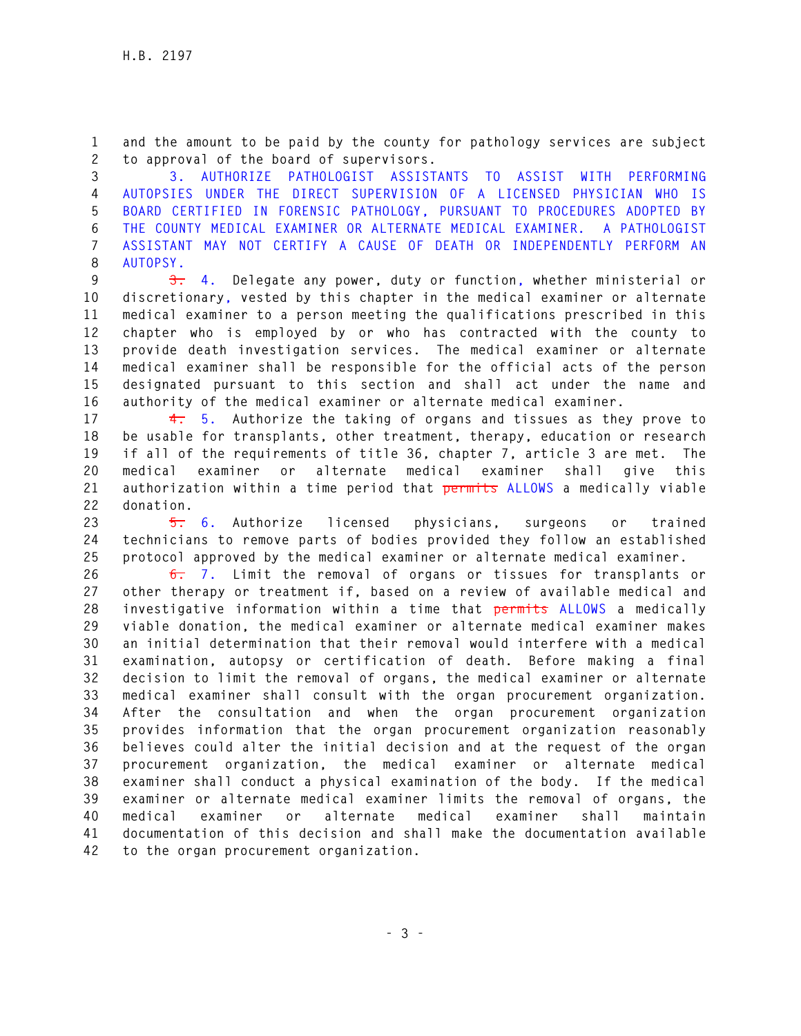and the amount to be paid by the county for pathology services are subject to approval of the board of supervisors.

3. AUTHORIZE PATHOLOGIST ASSISTANTS TO ASSIST WITH PERFORMING AUTOPSIES UNDER THE DIRECT SUPERVISION OF A LICENSED PHYSICIAN WHO IS BOARD CERTIFIED IN FORENSIC PATHOLOGY, PURSUANT TO PROCEDURES ADOPTED BY THE COUNTY MEDICAL EXAMINER OR ALTERNATE MEDICAL EXAMINER. A PATHOLOGIST ASSISTANT MAY NOT CERTIFY A CAUSE OF DEATH OR INDEPENDENTLY PERFORM AN AUTOPSY.

~~3.~~ 4. Delegate any power, duty or function, whether ministerial or discretionary, vested by this chapter in the medical examiner or alternate medical examiner to a person meeting the qualifications prescribed in this chapter who is employed by or who has contracted with the county to provide death investigation services. The medical examiner or alternate medical examiner shall be responsible for the official acts of the person designated pursuant to this section and shall act under the name and authority of the medical examiner or alternate medical examiner.

~~4.~~ 5. Authorize the taking of organs and tissues as they prove to be usable for transplants, other treatment, therapy, education or research if all of the requirements of title 36, chapter 7, article 3 are met. The medical examiner or alternate medical examiner shall give this authorization within a time period that ~~permits~~ ALLOWS a medically viable donation.

~~5.~~ 6. Authorize licensed physicians, surgeons or trained technicians to remove parts of bodies provided they follow an established protocol approved by the medical examiner or alternate medical examiner.

~~6.~~ 7. Limit the removal of organs or tissues for transplants or other therapy or treatment if, based on a review of available medical and investigative information within a time that ~~permits~~ ALLOWS a medically viable donation, the medical examiner or alternate medical examiner makes an initial determination that their removal would interfere with a medical examination, autopsy or certification of death. Before making a final decision to limit the removal of organs, the medical examiner or alternate medical examiner shall consult with the organ procurement organization. After the consultation and when the organ procurement organization provides information that the organ procurement organization reasonably believes could alter the initial decision and at the request of the organ procurement organization, the medical examiner or alternate medical examiner shall conduct a physical examination of the body. If the medical examiner or alternate medical examiner limits the removal of organs, the medical examiner or alternate medical examiner shall maintain documentation of this decision and shall make the documentation available to the organ procurement organization.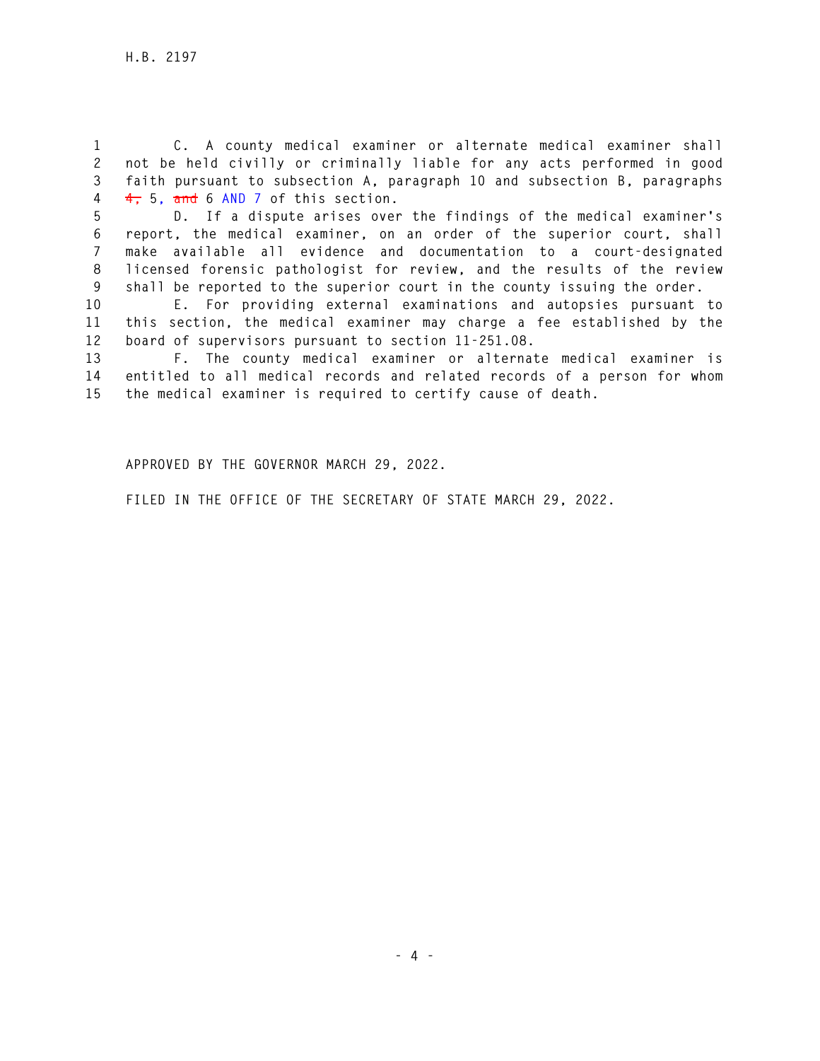C. A county medical examiner or alternate medical examiner shall not be held civilly or criminally liable for any acts performed in good faith pursuant to subsection A, paragraph 10 and subsection B, paragraphs ~~4,~~ 5, ~~and~~ 6 AND 7 of this section.

D. If a dispute arises over the findings of the medical examiner's report, the medical examiner, on an order of the superior court, shall make available all evidence and documentation to a court-designated licensed forensic pathologist for review, and the results of the review shall be reported to the superior court in the county issuing the order.

E. For providing external examinations and autopsies pursuant to this section, the medical examiner may charge a fee established by the board of supervisors pursuant to section 11-251.08.

F. The county medical examiner or alternate medical examiner is entitled to all medical records and related records of a person for whom the medical examiner is required to certify cause of death.

APPROVED BY THE GOVERNOR MARCH 29, 2022.

FILED IN THE OFFICE OF THE SECRETARY OF STATE MARCH 29, 2022.